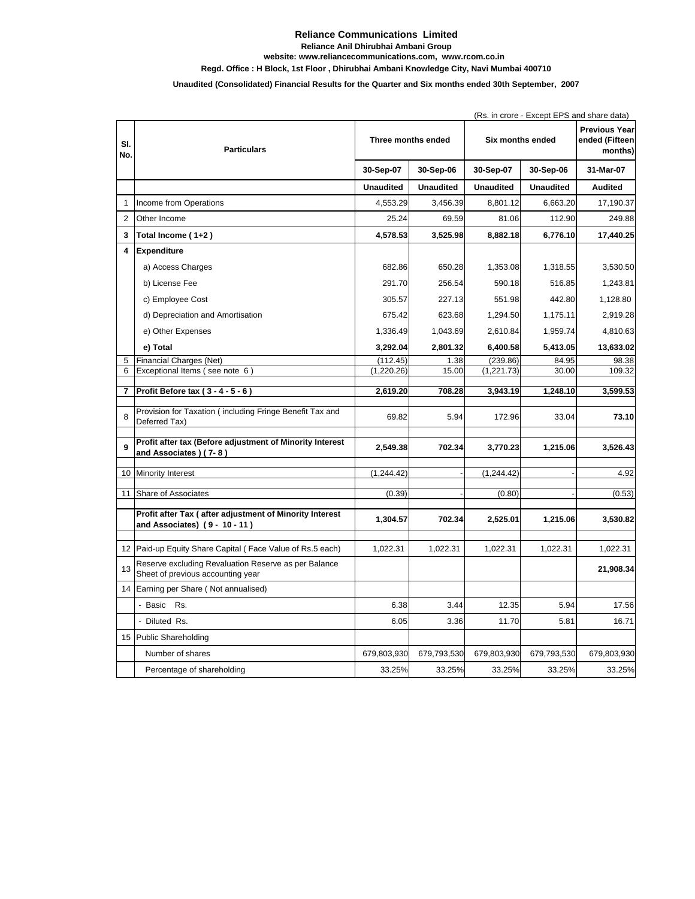# Reliance Communications Limited

**Reliance Anil Dhirubhai Ambani Group**

**website: www.reliancecommunications.com, www.rcom.co.in**

**Regd. Office : H Block, 1st Floor , Dhirubhai Ambani Knowledge City, Navi Mumbai 400710**

**Unaudited (Consolidated) Financial Results for the Quarter and Six months ended 30th September, 2007**

(Rs. in crore - Except EPS and share data)

| Sl. No. | Particulars | Three months ended | | Six months ended | | Previous Year ended (Fifteen months) |
|---|---|---|---|---|---|---|
| | | 30-Sep-07 | 30-Sep-06 | 30-Sep-07 | 30-Sep-06 | 31-Mar-07 |
| | | Unaudited | Unaudited | Unaudited | Unaudited | Audited |
| 1 | Income from Operations | 4,553.29 | 3,456.39 | 8,801.12 | 6,663.20 | 17,190.37 |
| 2 | Other Income | 25.24 | 69.59 | 81.06 | 112.90 | 249.88 |
| 3 | **Total Income ( 1+2 )** | **4,578.53** | **3,525.98** | **8,882.18** | **6,776.10** | **17,440.25** |
| 4 | **Expenditure** | | | | | |
| | a) Access Charges | 682.86 | 650.28 | 1,353.08 | 1,318.55 | 3,530.50 |
| | b) License Fee | 291.70 | 256.54 | 590.18 | 516.85 | 1,243.81 |
| | c) Employee Cost | 305.57 | 227.13 | 551.98 | 442.80 | 1,128.80 |
| | d) Depreciation and Amortisation | 675.42 | 623.68 | 1,294.50 | 1,175.11 | 2,919.28 |
| | e) Other Expenses | 1,336.49 | 1,043.69 | 2,610.84 | 1,959.74 | 4,810.63 |
| | **e) Total** | **3,292.04** | **2,801.32** | **6,400.58** | **5,413.05** | **13,633.02** |
| 5 | Financial Charges (Net) | (112.45) | 1.38 | (239.86) | 84.95 | 98.38 |
| 6 | Exceptional Items ( see note 6 ) | (1,220.26) | 15.00 | (1,221.73) | 30.00 | 109.32 |
| 7 | **Profit Before tax ( 3 - 4 - 5 - 6 )** | **2,619.20** | **708.28** | **3,943.19** | **1,248.10** | **3,599.53** |
| 8 | Provision for Taxation ( including Fringe Benefit Tax and Deferred Tax) | 69.82 | 5.94 | 172.96 | 33.04 | **73.10** |
| 9 | **Profit after tax (Before adjustment of Minority Interest and Associates ) ( 7- 8 )** | **2,549.38** | **702.34** | **3,770.23** | **1,215.06** | **3,526.43** |
| 10 | Minority Interest | (1,244.42) | - | (1,244.42) | - | 4.92 |
| 11 | Share of Associates | (0.39) | - | (0.80) | - | (0.53) |
| | **Profit after Tax ( after adjustment of Minority Interest and Associates) ( 9 - 10 - 11 )** | **1,304.57** | **702.34** | **2,525.01** | **1,215.06** | **3,530.82** |
| 12 | Paid-up Equity Share Capital ( Face Value of Rs.5 each) | 1,022.31 | 1,022.31 | 1,022.31 | 1,022.31 | 1,022.31 |
| 13 | Reserve excluding Revaluation Reserve as per Balance Sheet of previous accounting year | | | | | **21,908.34** |
| 14 | Earning per Share ( Not annualised) | | | | | |
| | - Basic Rs. | 6.38 | 3.44 | 12.35 | 5.94 | 17.56 |
| | - Diluted Rs. | 6.05 | 3.36 | 11.70 | 5.81 | 16.71 |
| 15 | Public Shareholding | | | | | |
| | Number of shares | 679,803,930 | 679,793,530 | 679,803,930 | 679,793,530 | 679,803,930 |
| | Percentage of shareholding | 33.25% | 33.25% | 33.25% | 33.25% | 33.25% |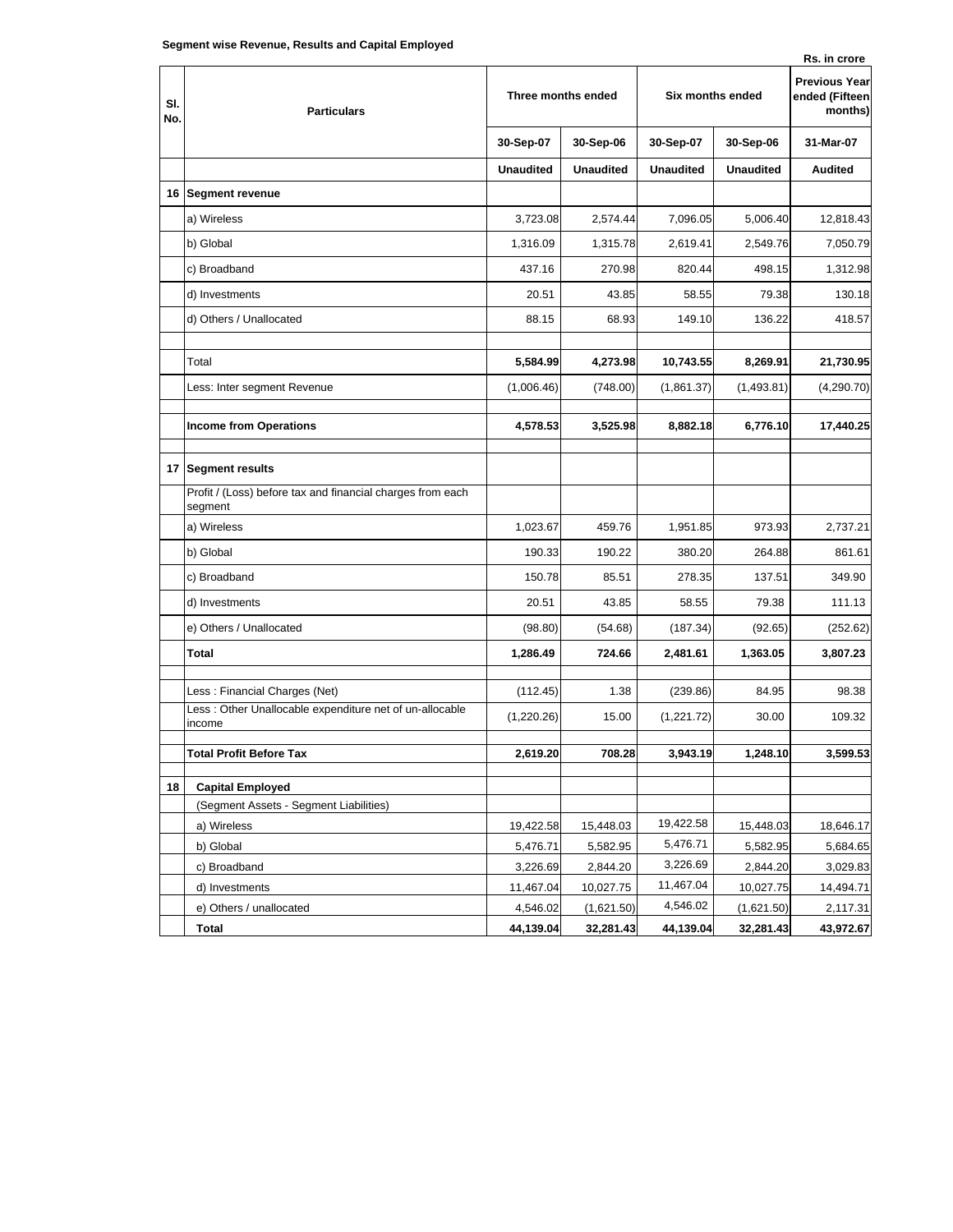**Segment wise Revenue, Results and Capital Employed**

Rs. in crore

| Sl. No. | Particulars | Three months ended | | Six months ended | | Previous Year ended (Fifteen months) |
|---|---|---|---|---|---|---|
| | | 30-Sep-07 | 30-Sep-06 | 30-Sep-07 | 30-Sep-06 | 31-Mar-07 |
| | | **Unaudited** | **Unaudited** | **Unaudited** | **Unaudited** | **Audited** |
| **16** | **Segment revenue** | | | | | |
| | a) Wireless | 3,723.08 | 2,574.44 | 7,096.05 | 5,006.40 | 12,818.43 |
| | b) Global | 1,316.09 | 1,315.78 | 2,619.41 | 2,549.76 | 7,050.79 |
| | c) Broadband | 437.16 | 270.98 | 820.44 | 498.15 | 1,312.98 |
| | d) Investments | 20.51 | 43.85 | 58.55 | 79.38 | 130.18 |
| | d) Others / Unallocated | 88.15 | 68.93 | 149.10 | 136.22 | 418.57 |
| | Total | **5,584.99** | **4,273.98** | **10,743.55** | **8,269.91** | **21,730.95** |
| | Less: Inter segment Revenue | (1,006.46) | (748.00) | (1,861.37) | (1,493.81) | (4,290.70) |
| | **Income from Operations** | **4,578.53** | **3,525.98** | **8,882.18** | **6,776.10** | **17,440.25** |
| **17** | **Segment results** | | | | | |
| | Profit / (Loss) before tax and financial charges from each segment | | | | | |
| | a) Wireless | 1,023.67 | 459.76 | 1,951.85 | 973.93 | 2,737.21 |
| | b) Global | 190.33 | 190.22 | 380.20 | 264.88 | 861.61 |
| | c) Broadband | 150.78 | 85.51 | 278.35 | 137.51 | 349.90 |
| | d) Investments | 20.51 | 43.85 | 58.55 | 79.38 | 111.13 |
| | e) Others / Unallocated | (98.80) | (54.68) | (187.34) | (92.65) | (252.62) |
| | **Total** | **1,286.49** | **724.66** | **2,481.61** | **1,363.05** | **3,807.23** |
| | Less : Financial Charges (Net) | (112.45) | 1.38 | (239.86) | 84.95 | 98.38 |
| | Less : Other Unallocable expenditure net of un-allocable income | (1,220.26) | 15.00 | (1,221.72) | 30.00 | 109.32 |
| | **Total Profit Before Tax** | **2,619.20** | **708.28** | **3,943.19** | **1,248.10** | **3,599.53** |
| **18** | **Capital Employed** | | | | | |
| | (Segment Assets - Segment Liabilities) | | | | | |
| | a) Wireless | 19,422.58 | 15,448.03 | 19,422.58 | 15,448.03 | 18,646.17 |
| | b) Global | 5,476.71 | 5,582.95 | 5,476.71 | 5,582.95 | 5,684.65 |
| | c) Broadband | 3,226.69 | 2,844.20 | 3,226.69 | 2,844.20 | 3,029.83 |
| | d) Investments | 11,467.04 | 10,027.75 | 11,467.04 | 10,027.75 | 14,494.71 |
| | e) Others / unallocated | 4,546.02 | (1,621.50) | 4,546.02 | (1,621.50) | 2,117.31 |
| | **Total** | **44,139.04** | **32,281.43** | **44,139.04** | **32,281.43** | **43,972.67** |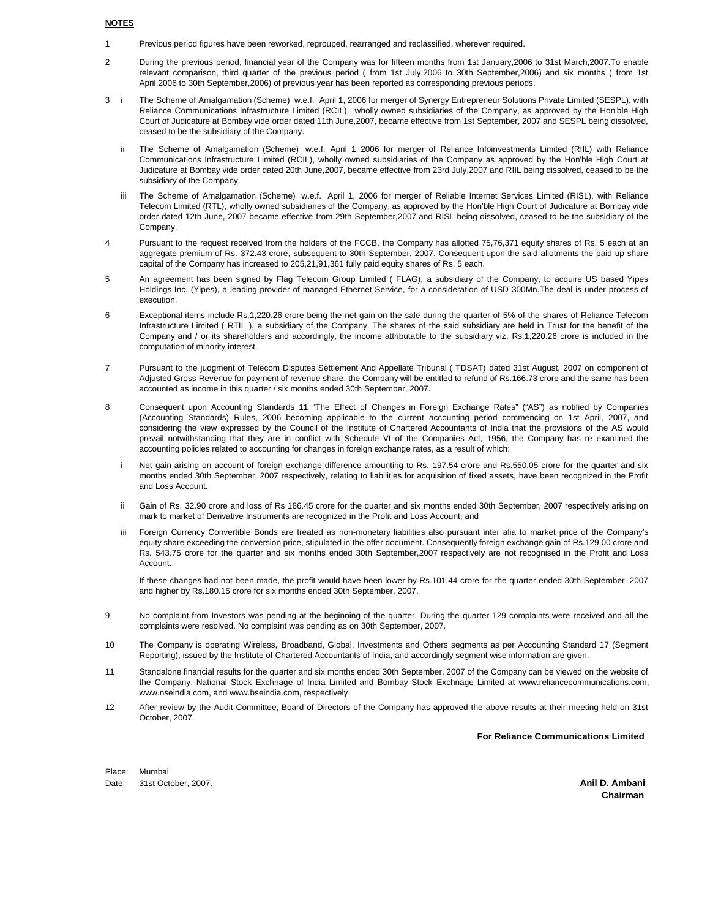**NOTES**

1. Previous period figures have been reworked, regrouped, rearranged and reclassified, wherever required.

2. During the previous period, financial year of the Company was for fifteen months from 1st January,2006 to 31st March,2007.To enable relevant comparison, third quarter of the previous period ( from 1st July,2006 to 30th September,2006) and six months ( from 1st April,2006 to 30th September,2006) of previous year has been reported as corresponding previous periods.

3. i The Scheme of Amalgamation (Scheme) w.e.f. April 1, 2006 for merger of Synergy Entrepreneur Solutions Private Limited (SESPL), with Reliance Communications Infrastructure Limited (RCIL), wholly owned subsidiaries of the Company, as approved by the Hon'ble High Court of Judicature at Bombay vide order dated 11th June,2007, became effective from 1st September, 2007 and SESPL being dissolved, ceased to be the subsidiary of the Company.

   ii The Scheme of Amalgamation (Scheme) w.e.f. April 1 2006 for merger of Reliance Infoinvestments Limited (RIIL) with Reliance Communications Infrastructure Limited (RCIL), wholly owned subsidiaries of the Company as approved by the Hon'ble High Court at Judicature at Bombay vide order dated 20th June,2007, became effective from 23rd July,2007 and RIIL being dissolved, ceased to be the subsidiary of the Company.

   iii The Scheme of Amalgamation (Scheme) w.e.f. April 1, 2006 for merger of Reliable Internet Services Limited (RISL), with Reliance Telecom Limited (RTL), wholly owned subsidiaries of the Company, as approved by the Hon'ble High Court of Judicature at Bombay vide order dated 12th June, 2007 became effective from 29th September,2007 and RISL being dissolved, ceased to be the subsidiary of the Company.

4. Pursuant to the request received from the holders of the FCCB, the Company has allotted 75,76,371 equity shares of Rs. 5 each at an aggregate premium of Rs. 372.43 crore, subsequent to 30th September, 2007. Consequent upon the said allotments the paid up share capital of the Company has increased to 205,21,91,361 fully paid equity shares of Rs. 5 each.

5. An agreement has been signed by Flag Telecom Group Limited ( FLAG), a subsidiary of the Company, to acquire US based Yipes Holdings Inc. (Yipes), a leading provider of managed Ethernet Service, for a consideration of USD 300Mn.The deal is under process of execution.

6. Exceptional items include Rs.1,220.26 crore being the net gain on the sale during the quarter of 5% of the shares of Reliance Telecom Infrastructure Limited ( RTIL ), a subsidiary of the Company. The shares of the said subsidiary are held in Trust for the benefit of the Company and / or its shareholders and accordingly, the income attributable to the subsidiary viz. Rs.1,220.26 crore is included in the computation of minority interest.

7. Pursuant to the judgment of Telecom Disputes Settlement And Appellate Tribunal ( TDSAT) dated 31st August, 2007 on component of Adjusted Gross Revenue for payment of revenue share, the Company will be entitled to refund of Rs.166.73 crore and the same has been accounted as income in this quarter / six months ended 30th September, 2007.

8. Consequent upon Accounting Standards 11 "The Effect of Changes in Foreign Exchange Rates" ("AS") as notified by Companies (Accounting Standards) Rules, 2006 becoming applicable to the current accounting period commencing on 1st April, 2007, and considering the view expressed by the Council of the Institute of Chartered Accountants of India that the provisions of the AS would prevail notwithstanding that they are in conflict with Schedule VI of the Companies Act, 1956, the Company has re examined the accounting policies related to accounting for changes in foreign exchange rates, as a result of which:

   i Net gain arising on account of foreign exchange difference amounting to Rs. 197.54 crore and Rs.550.05 crore for the quarter and six months ended 30th September, 2007 respectively, relating to liabilities for acquisition of fixed assets, have been recognized in the Profit and Loss Account.

   ii Gain of Rs. 32.90 crore and loss of Rs 186.45 crore for the quarter and six months ended 30th September, 2007 respectively arising on mark to market of Derivative Instruments are recognized in the Profit and Loss Account; and

   iii Foreign Currency Convertible Bonds are treated as non-monetary liabilities also pursuant inter alia to market price of the Company's equity share exceeding the conversion price, stipulated in the offer document. Consequently foreign exchange gain of Rs.129.00 crore and Rs. 543.75 crore for the quarter and six months ended 30th September,2007 respectively are not recognised in the Profit and Loss Account.

   If these changes had not been made, the profit would have been lower by Rs.101.44 crore for the quarter ended 30th September, 2007 and higher by Rs.180.15 crore for six months ended 30th September, 2007.

9. No complaint from Investors was pending at the beginning of the quarter. During the quarter 129 complaints were received and all the complaints were resolved. No complaint was pending as on 30th September, 2007.

10. The Company is operating Wireless, Broadband, Global, Investments and Others segments as per Accounting Standard 17 (Segment Reporting), issued by the Institute of Chartered Accountants of India, and accordingly segment wise information are given.

11. Standalone financial results for the quarter and six months ended 30th September, 2007 of the Company can be viewed on the website of the Company, National Stock Exchnage of India Limited and Bombay Stock Exchnage Limited at www.reliancecommunications.com, www.nseindia.com, and www.bseindia.com, respectively.

12. After review by the Audit Committee, Board of Directors of the Company has approved the above results at their meeting held on 31st October, 2007.

**For Reliance Communications Limited**

Place: Mumbai
Date: 31st October, 2007.

**Anil D. Ambani**
**Chairman**